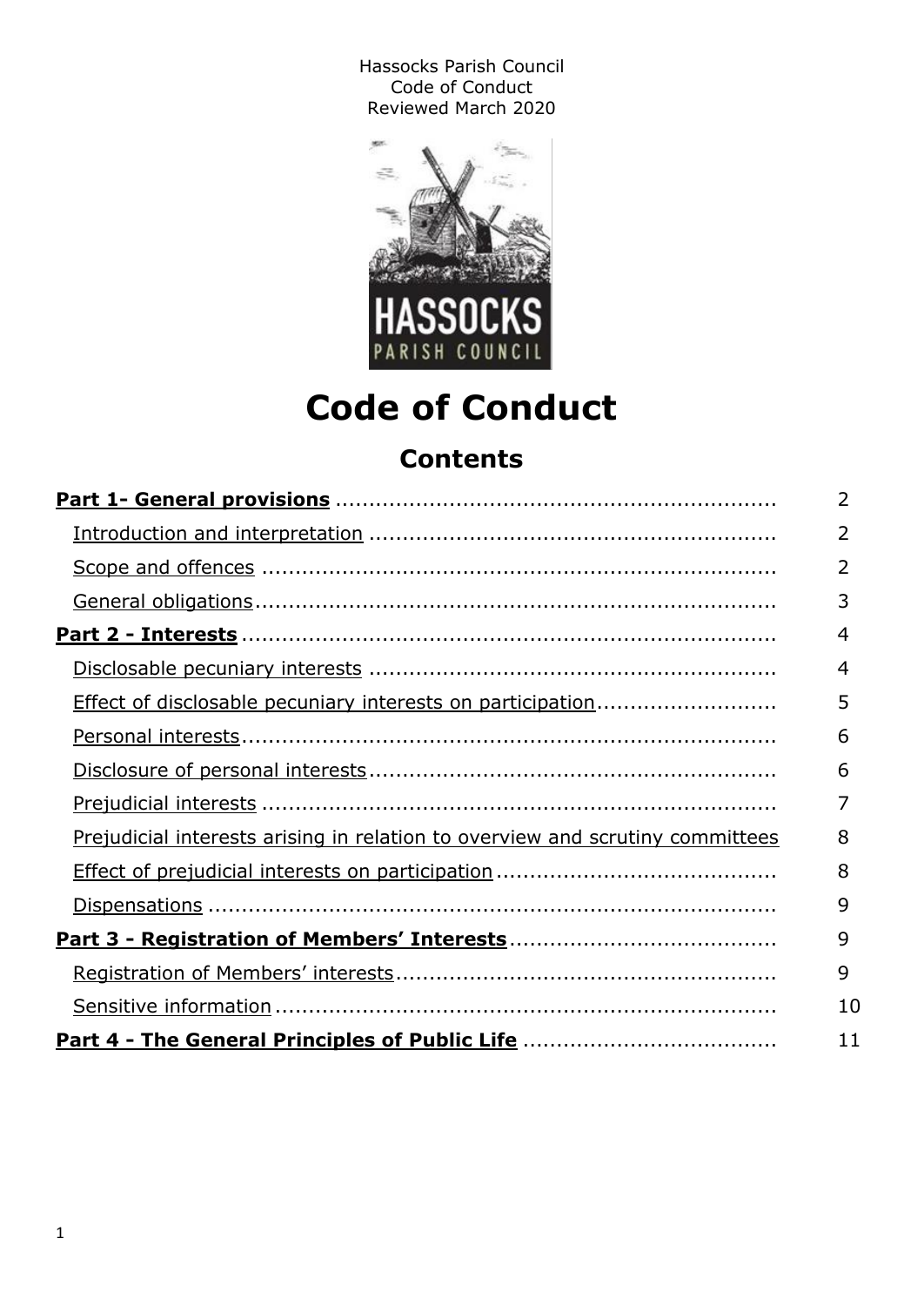Hassocks Parish Council
Code of Conduct
Reviewed March 2020

# Code of Conduct

## Contents

| | |
|---|---|
| **Part 1- General provisions** | 2 |
| Introduction and interpretation | 2 |
| Scope and offences | 2 |
| General obligations | 3 |
| **Part 2 - Interests** | 4 |
| Disclosable pecuniary interests | 4 |
| Effect of disclosable pecuniary interests on participation | 5 |
| Personal interests | 6 |
| Disclosure of personal interests | 6 |
| Prejudicial interests | 7 |
| Prejudicial interests arising in relation to overview and scrutiny committees | 8 |
| Effect of prejudicial interests on participation | 8 |
| Dispensations | 9 |
| **Part 3 - Registration of Members' Interests** | 9 |
| Registration of Members' interests | 9 |
| Sensitive information | 10 |
| **Part 4 - The General Principles of Public Life** | 11 |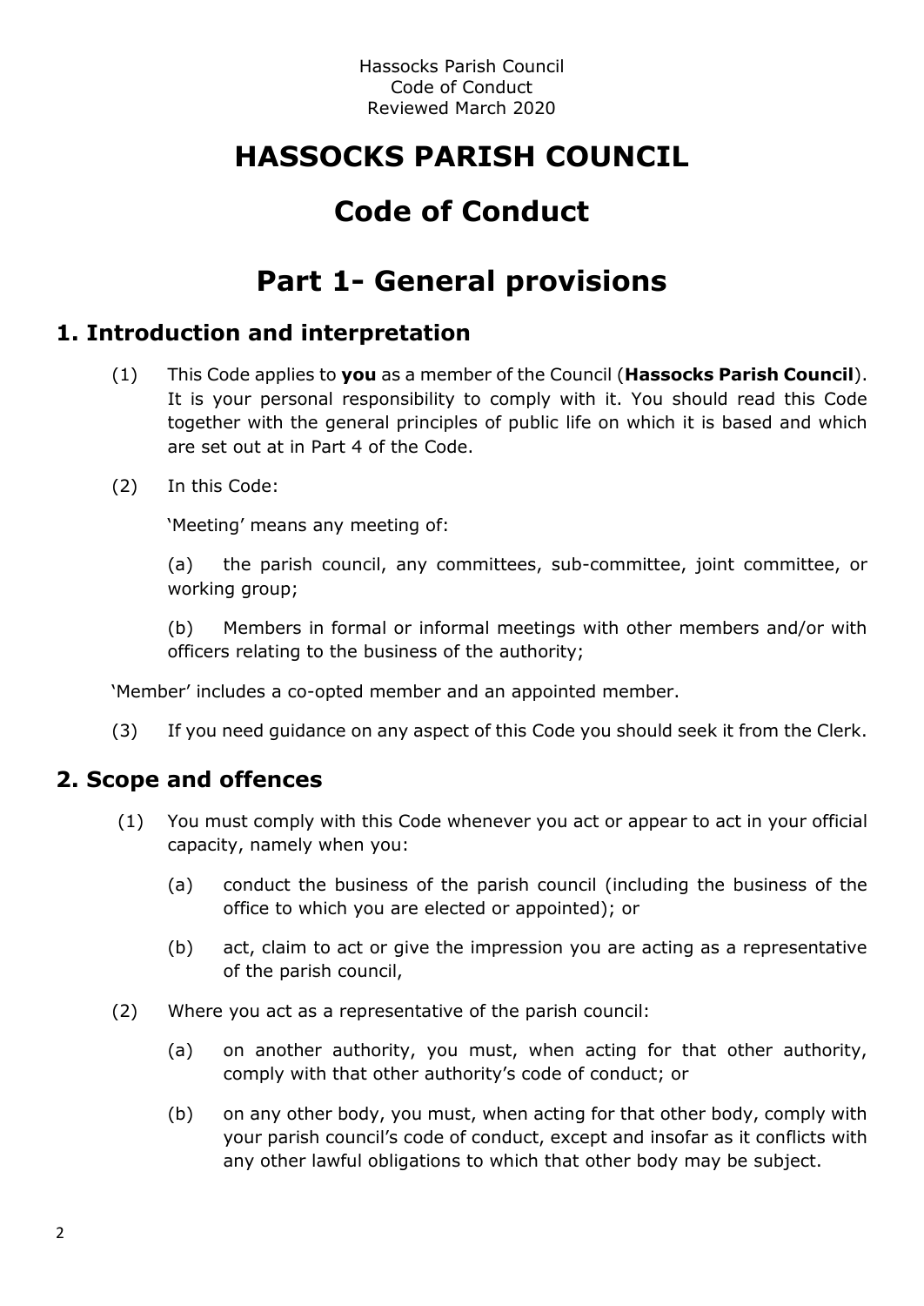# HASSOCKS PARISH COUNCIL

# Code of Conduct

# Part 1- General provisions

## 1. Introduction and interpretation

(1) This Code applies to **you** as a member of the Council (**Hassocks Parish Council**). It is your personal responsibility to comply with it. You should read this Code together with the general principles of public life on which it is based and which are set out at in Part 4 of the Code.

(2) In this Code:

'Meeting' means any meeting of:

(a) the parish council, any committees, sub-committee, joint committee, or working group;

(b) Members in formal or informal meetings with other members and/or with officers relating to the business of the authority;

'Member' includes a co-opted member and an appointed member.

(3) If you need guidance on any aspect of this Code you should seek it from the Clerk.

## 2. Scope and offences

(1) You must comply with this Code whenever you act or appear to act in your official capacity, namely when you:

(a) conduct the business of the parish council (including the business of the office to which you are elected or appointed); or

(b) act, claim to act or give the impression you are acting as a representative of the parish council,

(2) Where you act as a representative of the parish council:

(a) on another authority, you must, when acting for that other authority, comply with that other authority's code of conduct; or

(b) on any other body, you must, when acting for that other body, comply with your parish council's code of conduct, except and insofar as it conflicts with any other lawful obligations to which that other body may be subject.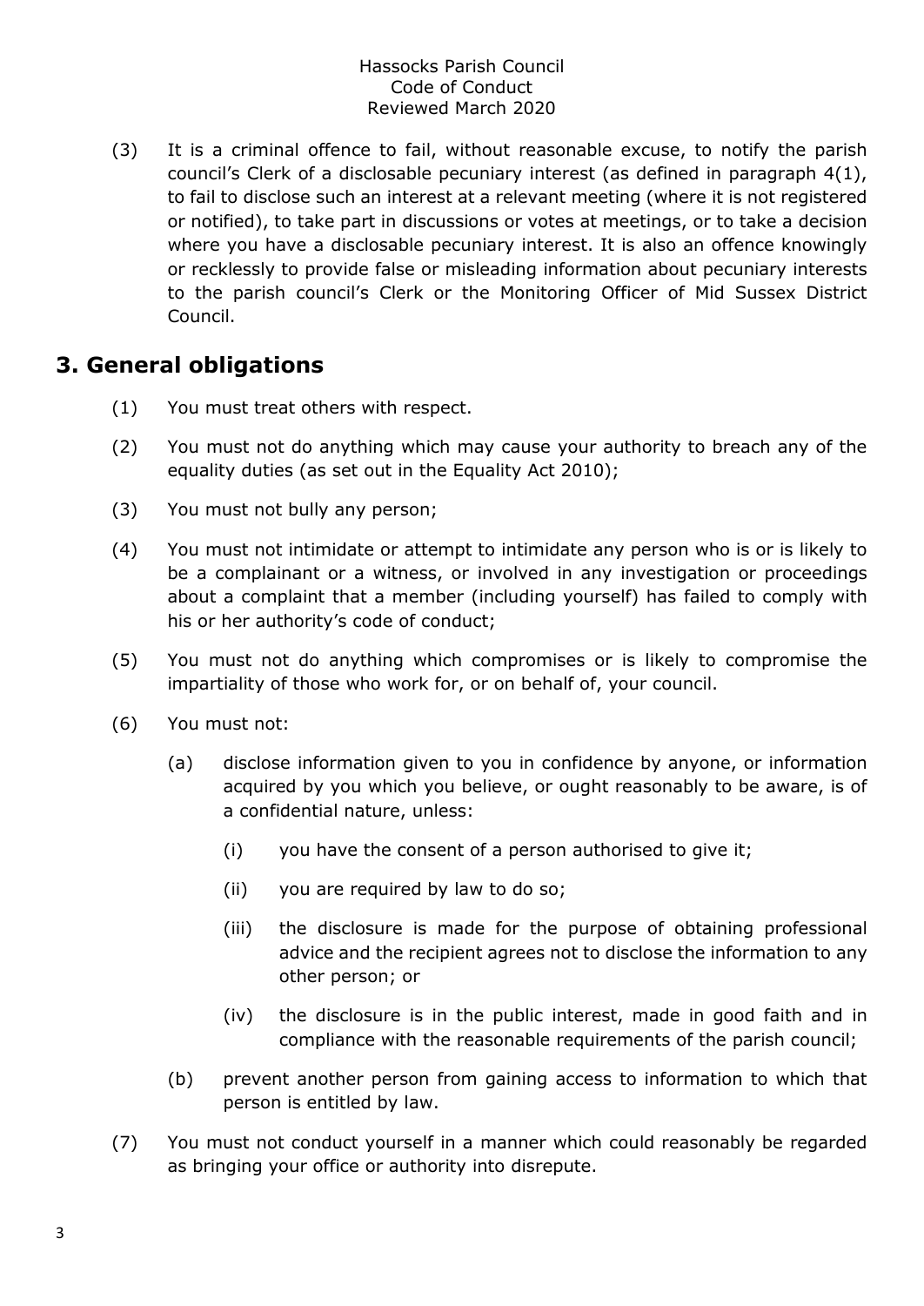(3) It is a criminal offence to fail, without reasonable excuse, to notify the parish council's Clerk of a disclosable pecuniary interest (as defined in paragraph 4(1), to fail to disclose such an interest at a relevant meeting (where it is not registered or notified), to take part in discussions or votes at meetings, or to take a decision where you have a disclosable pecuniary interest. It is also an offence knowingly or recklessly to provide false or misleading information about pecuniary interests to the parish council's Clerk or the Monitoring Officer of Mid Sussex District Council.

## 3. General obligations

(1) You must treat others with respect.

(2) You must not do anything which may cause your authority to breach any of the equality duties (as set out in the Equality Act 2010);

(3) You must not bully any person;

(4) You must not intimidate or attempt to intimidate any person who is or is likely to be a complainant or a witness, or involved in any investigation or proceedings about a complaint that a member (including yourself) has failed to comply with his or her authority's code of conduct;

(5) You must not do anything which compromises or is likely to compromise the impartiality of those who work for, or on behalf of, your council.

(6) You must not:

- (a) disclose information given to you in confidence by anyone, or information acquired by you which you believe, or ought reasonably to be aware, is of a confidential nature, unless:
  - (i) you have the consent of a person authorised to give it;
  - (ii) you are required by law to do so;
  - (iii) the disclosure is made for the purpose of obtaining professional advice and the recipient agrees not to disclose the information to any other person; or
  - (iv) the disclosure is in the public interest, made in good faith and in compliance with the reasonable requirements of the parish council;
- (b) prevent another person from gaining access to information to which that person is entitled by law.

(7) You must not conduct yourself in a manner which could reasonably be regarded as bringing your office or authority into disrepute.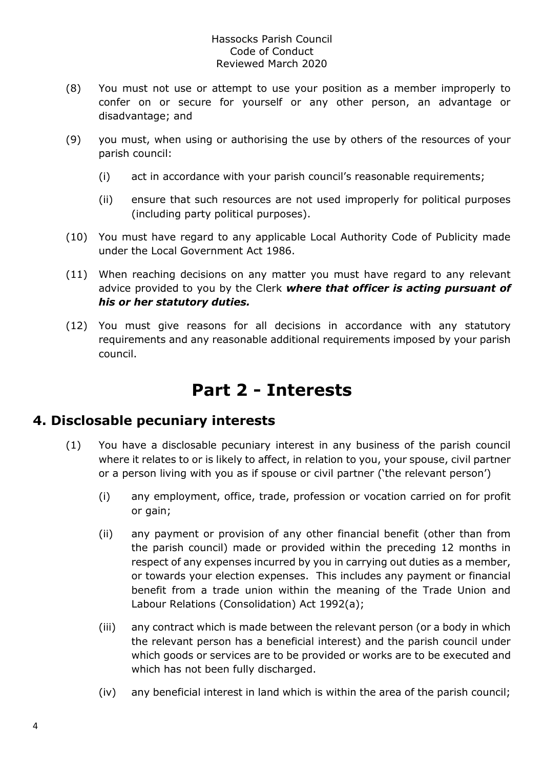(8) You must not use or attempt to use your position as a member improperly to confer on or secure for yourself or any other person, an advantage or disadvantage; and

(9) you must, when using or authorising the use by others of the resources of your parish council:

  (i) act in accordance with your parish council's reasonable requirements;

  (ii) ensure that such resources are not used improperly for political purposes (including party political purposes).

(10) You must have regard to any applicable Local Authority Code of Publicity made under the Local Government Act 1986.

(11) When reaching decisions on any matter you must have regard to any relevant advice provided to you by the Clerk ***where that officer is acting pursuant of his or her statutory duties.***

(12) You must give reasons for all decisions in accordance with any statutory requirements and any reasonable additional requirements imposed by your parish council.

# Part 2 - Interests

## 4. Disclosable pecuniary interests

(1) You have a disclosable pecuniary interest in any business of the parish council where it relates to or is likely to affect, in relation to you, your spouse, civil partner or a person living with you as if spouse or civil partner ('the relevant person')

  (i) any employment, office, trade, profession or vocation carried on for profit or gain;

  (ii) any payment or provision of any other financial benefit (other than from the parish council) made or provided within the preceding 12 months in respect of any expenses incurred by you in carrying out duties as a member, or towards your election expenses. This includes any payment or financial benefit from a trade union within the meaning of the Trade Union and Labour Relations (Consolidation) Act 1992(a);

  (iii) any contract which is made between the relevant person (or a body in which the relevant person has a beneficial interest) and the parish council under which goods or services are to be provided or works are to be executed and which has not been fully discharged.

  (iv) any beneficial interest in land which is within the area of the parish council;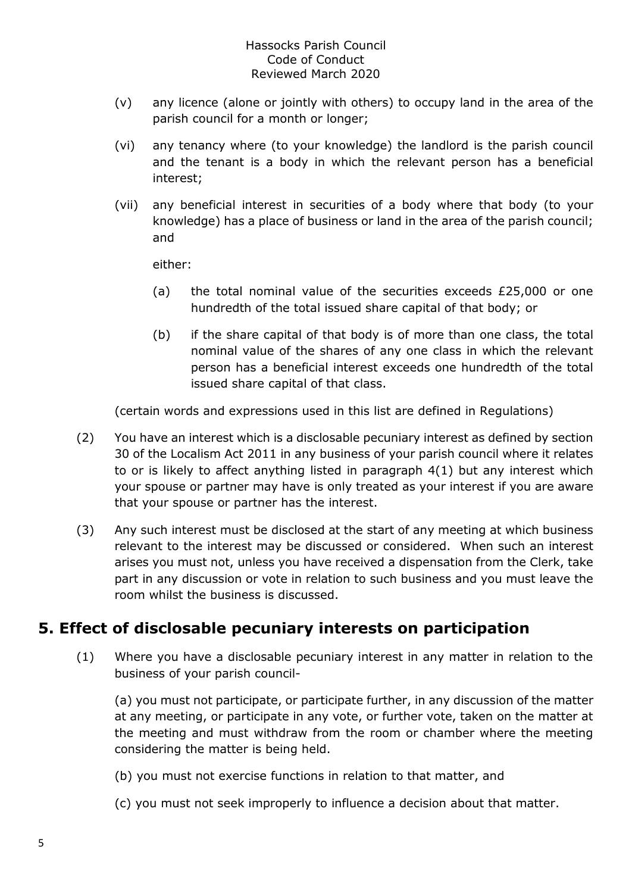(v) any licence (alone or jointly with others) to occupy land in the area of the parish council for a month or longer;

(vi) any tenancy where (to your knowledge) the landlord is the parish council and the tenant is a body in which the relevant person has a beneficial interest;

(vii) any beneficial interest in securities of a body where that body (to your knowledge) has a place of business or land in the area of the parish council; and

either:

(a) the total nominal value of the securities exceeds £25,000 or one hundredth of the total issued share capital of that body; or

(b) if the share capital of that body is of more than one class, the total nominal value of the shares of any one class in which the relevant person has a beneficial interest exceeds one hundredth of the total issued share capital of that class.

(certain words and expressions used in this list are defined in Regulations)

(2) You have an interest which is a disclosable pecuniary interest as defined by section 30 of the Localism Act 2011 in any business of your parish council where it relates to or is likely to affect anything listed in paragraph 4(1) but any interest which your spouse or partner may have is only treated as your interest if you are aware that your spouse or partner has the interest.

(3) Any such interest must be disclosed at the start of any meeting at which business relevant to the interest may be discussed or considered. When such an interest arises you must not, unless you have received a dispensation from the Clerk, take part in any discussion or vote in relation to such business and you must leave the room whilst the business is discussed.

## 5. Effect of disclosable pecuniary interests on participation

(1) Where you have a disclosable pecuniary interest in any matter in relation to the business of your parish council-

(a) you must not participate, or participate further, in any discussion of the matter at any meeting, or participate in any vote, or further vote, taken on the matter at the meeting and must withdraw from the room or chamber where the meeting considering the matter is being held.

(b) you must not exercise functions in relation to that matter, and

(c) you must not seek improperly to influence a decision about that matter.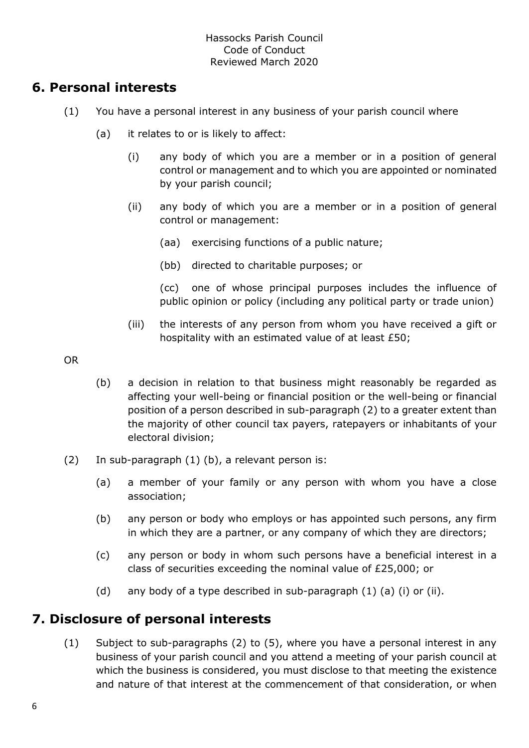## 6. Personal interests

(1) You have a personal interest in any business of your parish council where

(a) it relates to or is likely to affect:

(i) any body of which you are a member or in a position of general control or management and to which you are appointed or nominated by your parish council;

(ii) any body of which you are a member or in a position of general control or management:

(aa) exercising functions of a public nature;

(bb) directed to charitable purposes; or

(cc) one of whose principal purposes includes the influence of public opinion or policy (including any political party or trade union)

(iii) the interests of any person from whom you have received a gift or hospitality with an estimated value of at least £50;

OR

(b) a decision in relation to that business might reasonably be regarded as affecting your well-being or financial position or the well-being or financial position of a person described in sub-paragraph (2) to a greater extent than the majority of other council tax payers, ratepayers or inhabitants of your electoral division;

(2) In sub-paragraph (1) (b), a relevant person is:

(a) a member of your family or any person with whom you have a close association;

(b) any person or body who employs or has appointed such persons, any firm in which they are a partner, or any company of which they are directors;

(c) any person or body in whom such persons have a beneficial interest in a class of securities exceeding the nominal value of £25,000; or

(d) any body of a type described in sub-paragraph (1) (a) (i) or (ii).

## 7. Disclosure of personal interests

(1) Subject to sub-paragraphs (2) to (5), where you have a personal interest in any business of your parish council and you attend a meeting of your parish council at which the business is considered, you must disclose to that meeting the existence and nature of that interest at the commencement of that consideration, or when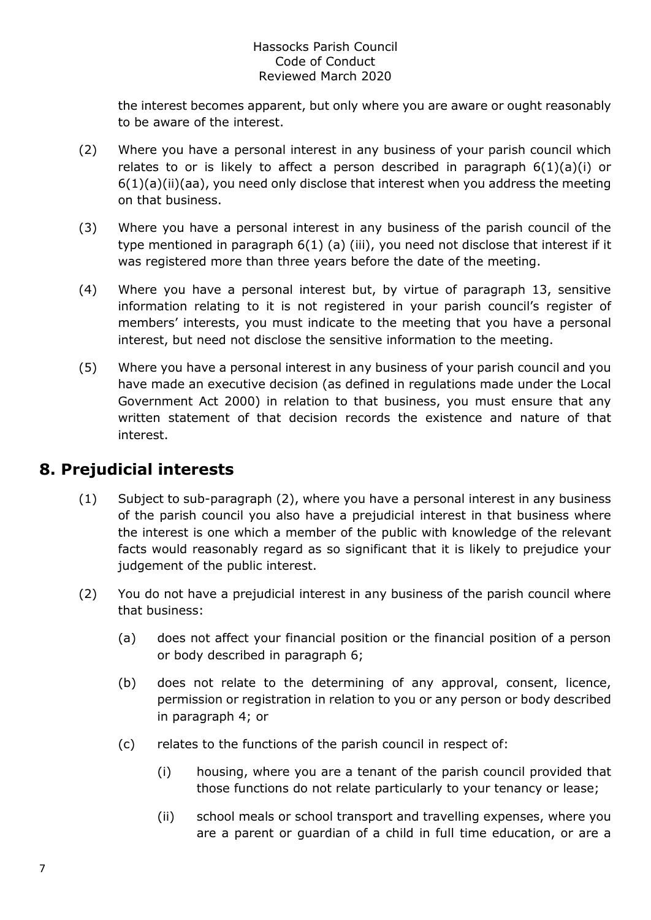the interest becomes apparent, but only where you are aware or ought reasonably to be aware of the interest.

(2) Where you have a personal interest in any business of your parish council which relates to or is likely to affect a person described in paragraph 6(1)(a)(i) or 6(1)(a)(ii)(aa), you need only disclose that interest when you address the meeting on that business.

(3) Where you have a personal interest in any business of the parish council of the type mentioned in paragraph 6(1) (a) (iii), you need not disclose that interest if it was registered more than three years before the date of the meeting.

(4) Where you have a personal interest but, by virtue of paragraph 13, sensitive information relating to it is not registered in your parish council's register of members' interests, you must indicate to the meeting that you have a personal interest, but need not disclose the sensitive information to the meeting.

(5) Where you have a personal interest in any business of your parish council and you have made an executive decision (as defined in regulations made under the Local Government Act 2000) in relation to that business, you must ensure that any written statement of that decision records the existence and nature of that interest.

## 8. Prejudicial interests

(1) Subject to sub-paragraph (2), where you have a personal interest in any business of the parish council you also have a prejudicial interest in that business where the interest is one which a member of the public with knowledge of the relevant facts would reasonably regard as so significant that it is likely to prejudice your judgement of the public interest.

(2) You do not have a prejudicial interest in any business of the parish council where that business:

(a) does not affect your financial position or the financial position of a person or body described in paragraph 6;

(b) does not relate to the determining of any approval, consent, licence, permission or registration in relation to you or any person or body described in paragraph 4; or

(c) relates to the functions of the parish council in respect of:

(i) housing, where you are a tenant of the parish council provided that those functions do not relate particularly to your tenancy or lease;

(ii) school meals or school transport and travelling expenses, where you are a parent or guardian of a child in full time education, or are a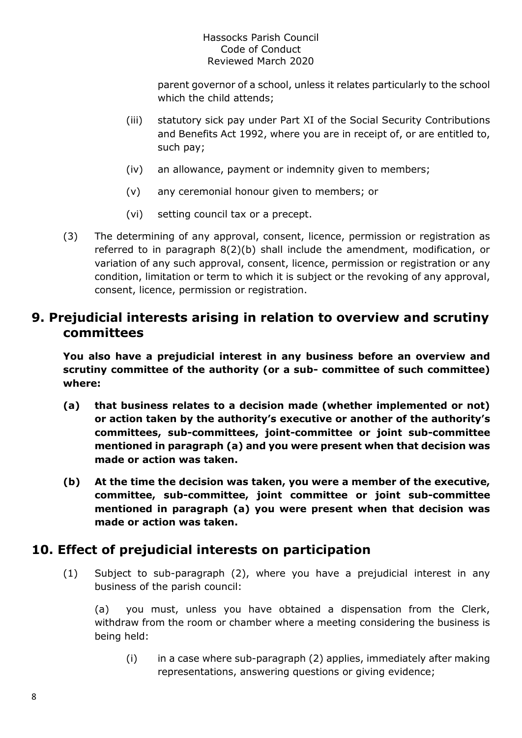parent governor of a school, unless it relates particularly to the school which the child attends;

(iii) statutory sick pay under Part XI of the Social Security Contributions and Benefits Act 1992, where you are in receipt of, or are entitled to, such pay;

(iv) an allowance, payment or indemnity given to members;

(v) any ceremonial honour given to members; or

(vi) setting council tax or a precept.

(3) The determining of any approval, consent, licence, permission or registration as referred to in paragraph 8(2)(b) shall include the amendment, modification, or variation of any such approval, consent, licence, permission or registration or any condition, limitation or term to which it is subject or the revoking of any approval, consent, licence, permission or registration.

## 9. Prejudicial interests arising in relation to overview and scrutiny committees

**You also have a prejudicial interest in any business before an overview and scrutiny committee of the authority (or a sub- committee of such committee) where:**

**(a) that business relates to a decision made (whether implemented or not) or action taken by the authority's executive or another of the authority's committees, sub-committees, joint-committee or joint sub-committee mentioned in paragraph (a) and you were present when that decision was made or action was taken.**

**(b) At the time the decision was taken, you were a member of the executive, committee, sub-committee, joint committee or joint sub-committee mentioned in paragraph (a) you were present when that decision was made or action was taken.**

## 10. Effect of prejudicial interests on participation

(1) Subject to sub-paragraph (2), where you have a prejudicial interest in any business of the parish council:

(a) you must, unless you have obtained a dispensation from the Clerk, withdraw from the room or chamber where a meeting considering the business is being held:

(i) in a case where sub-paragraph (2) applies, immediately after making representations, answering questions or giving evidence;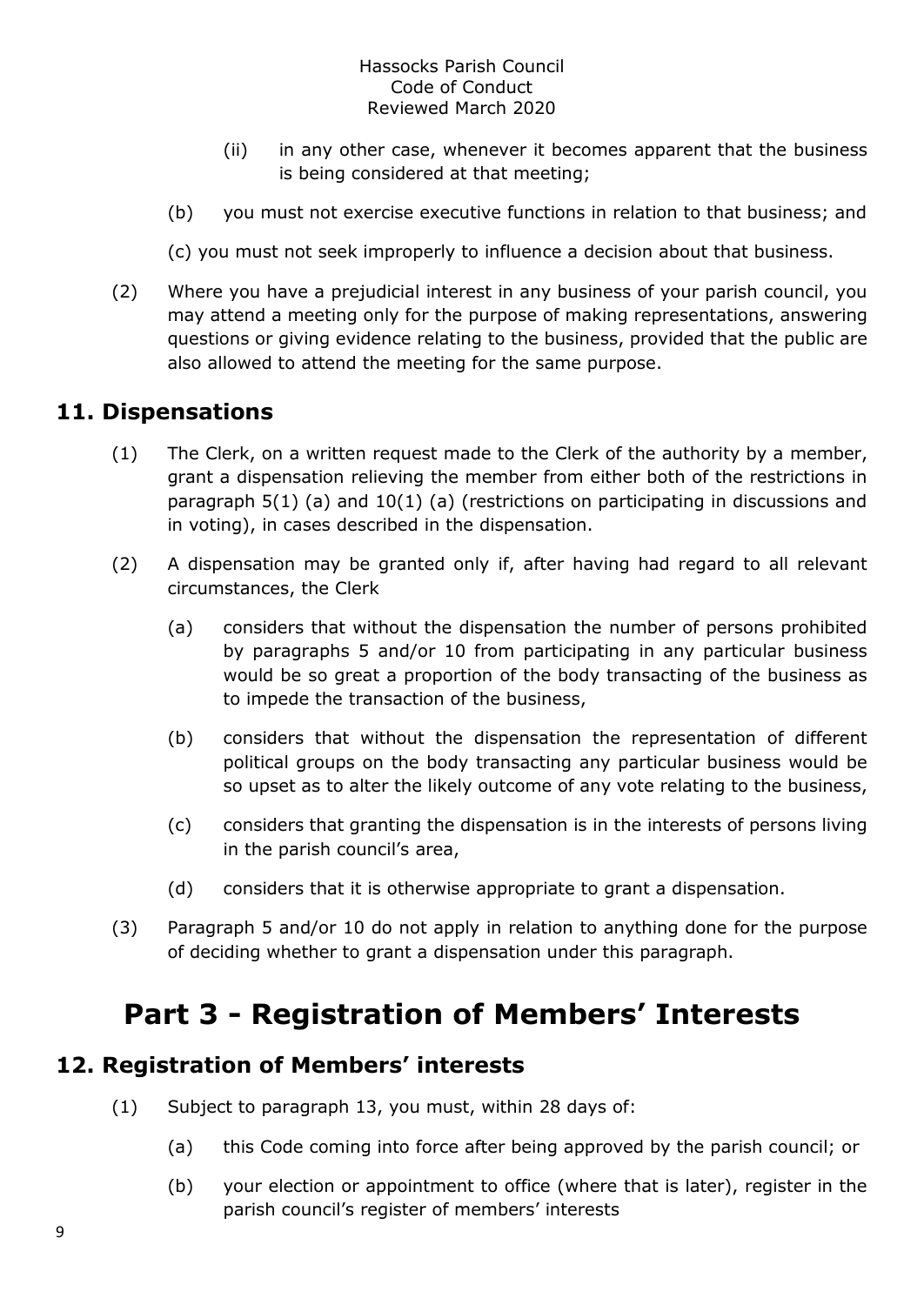(ii) in any other case, whenever it becomes apparent that the business is being considered at that meeting;

(b) you must not exercise executive functions in relation to that business; and

(c) you must not seek improperly to influence a decision about that business.

(2) Where you have a prejudicial interest in any business of your parish council, you may attend a meeting only for the purpose of making representations, answering questions or giving evidence relating to the business, provided that the public are also allowed to attend the meeting for the same purpose.

## 11. Dispensations

(1) The Clerk, on a written request made to the Clerk of the authority by a member, grant a dispensation relieving the member from either both of the restrictions in paragraph 5(1) (a) and 10(1) (a) (restrictions on participating in discussions and in voting), in cases described in the dispensation.

(2) A dispensation may be granted only if, after having had regard to all relevant circumstances, the Clerk

(a) considers that without the dispensation the number of persons prohibited by paragraphs 5 and/or 10 from participating in any particular business would be so great a proportion of the body transacting of the business as to impede the transaction of the business,

(b) considers that without the dispensation the representation of different political groups on the body transacting any particular business would be so upset as to alter the likely outcome of any vote relating to the business,

(c) considers that granting the dispensation is in the interests of persons living in the parish council's area,

(d) considers that it is otherwise appropriate to grant a dispensation.

(3) Paragraph 5 and/or 10 do not apply in relation to anything done for the purpose of deciding whether to grant a dispensation under this paragraph.

# Part 3 - Registration of Members' Interests

## 12. Registration of Members' interests

(1) Subject to paragraph 13, you must, within 28 days of:

(a) this Code coming into force after being approved by the parish council; or

(b) your election or appointment to office (where that is later), register in the parish council's register of members' interests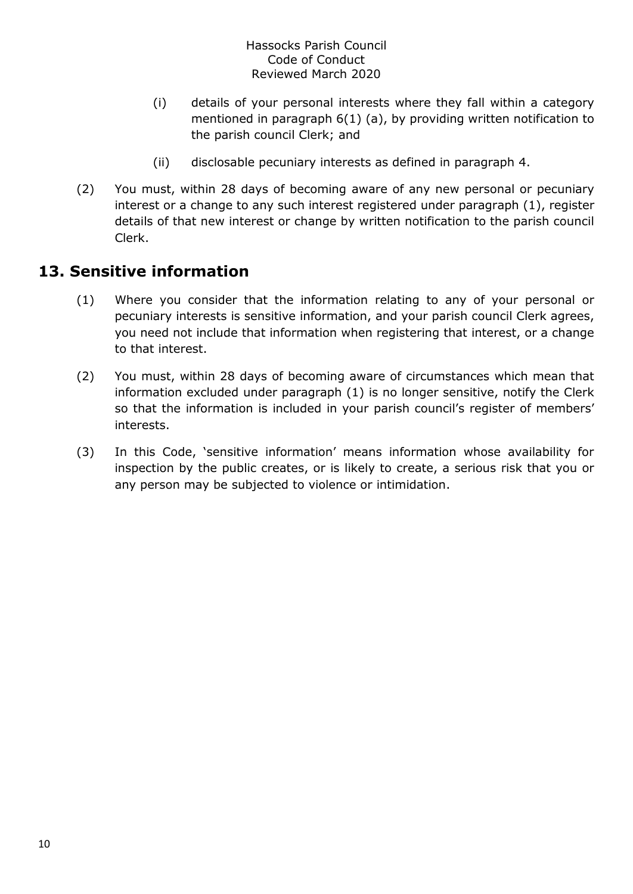(i) details of your personal interests where they fall within a category mentioned in paragraph 6(1) (a), by providing written notification to the parish council Clerk; and

(ii) disclosable pecuniary interests as defined in paragraph 4.

(2) You must, within 28 days of becoming aware of any new personal or pecuniary interest or a change to any such interest registered under paragraph (1), register details of that new interest or change by written notification to the parish council Clerk.

## 13. Sensitive information

(1) Where you consider that the information relating to any of your personal or pecuniary interests is sensitive information, and your parish council Clerk agrees, you need not include that information when registering that interest, or a change to that interest.

(2) You must, within 28 days of becoming aware of circumstances which mean that information excluded under paragraph (1) is no longer sensitive, notify the Clerk so that the information is included in your parish council's register of members' interests.

(3) In this Code, 'sensitive information' means information whose availability for inspection by the public creates, or is likely to create, a serious risk that you or any person may be subjected to violence or intimidation.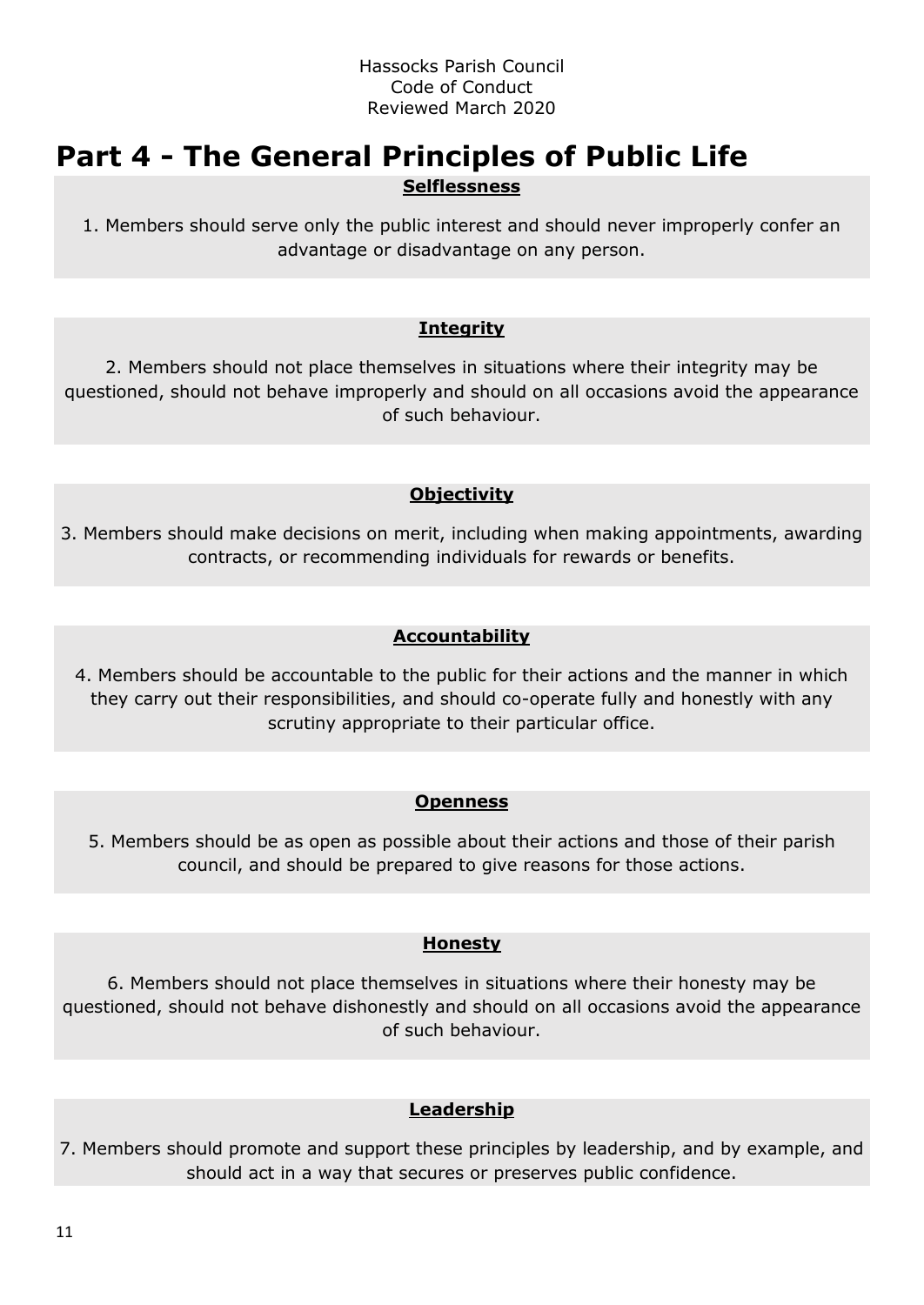# Part 4 - The General Principles of Public Life

**Selflessness**

1. Members should serve only the public interest and should never improperly confer an advantage or disadvantage on any person.

**Integrity**

2. Members should not place themselves in situations where their integrity may be questioned, should not behave improperly and should on all occasions avoid the appearance of such behaviour.

**Objectivity**

3. Members should make decisions on merit, including when making appointments, awarding contracts, or recommending individuals for rewards or benefits.

**Accountability**

4. Members should be accountable to the public for their actions and the manner in which they carry out their responsibilities, and should co-operate fully and honestly with any scrutiny appropriate to their particular office.

**Openness**

5. Members should be as open as possible about their actions and those of their parish council, and should be prepared to give reasons for those actions.

**Honesty**

6. Members should not place themselves in situations where their honesty may be questioned, should not behave dishonestly and should on all occasions avoid the appearance of such behaviour.

**Leadership**

7. Members should promote and support these principles by leadership, and by example, and should act in a way that secures or preserves public confidence.